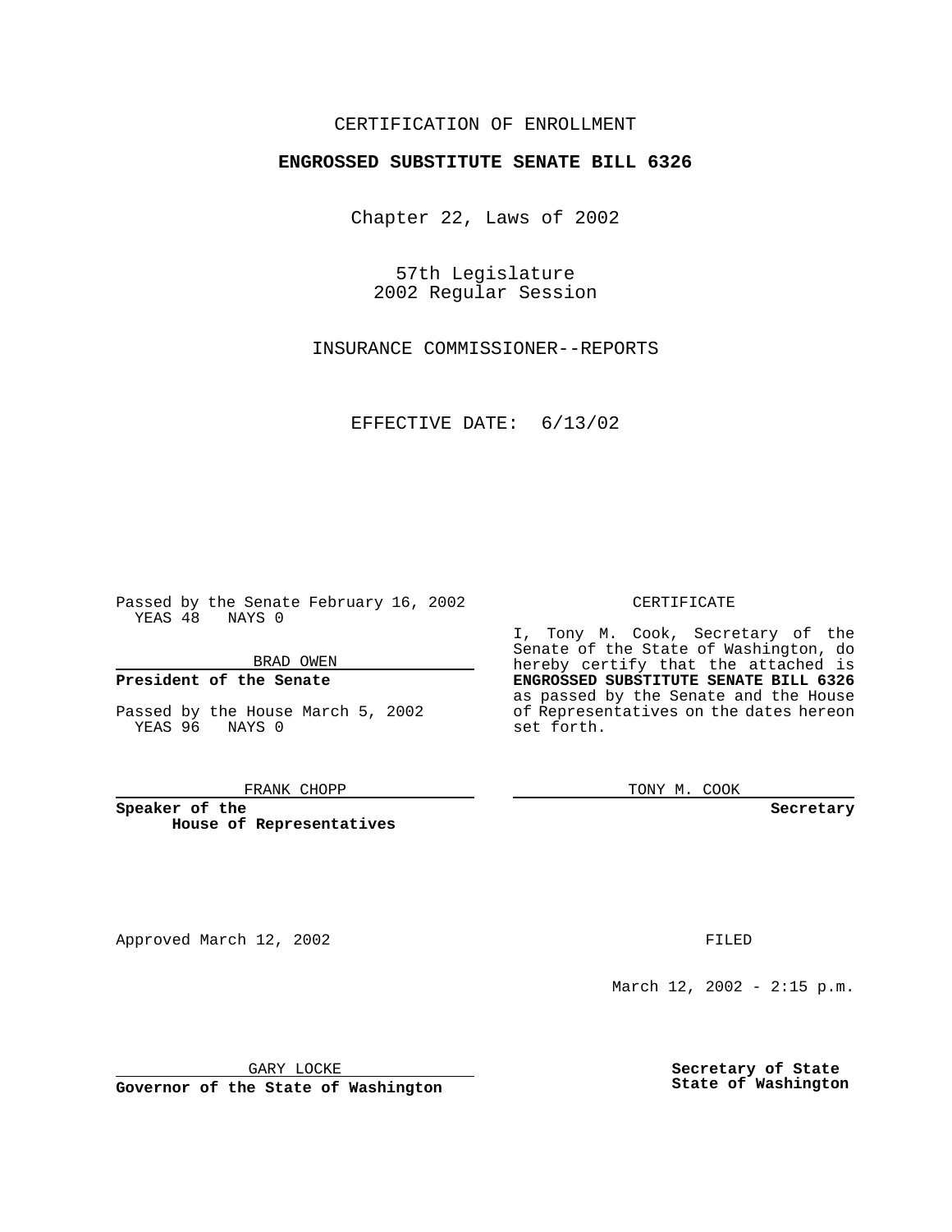CERTIFICATION OF ENROLLMENT

**ENGROSSED SUBSTITUTE SENATE BILL 6326**

Chapter 22, Laws of 2002

57th Legislature
2002 Regular Session

INSURANCE COMMISSIONER--REPORTS

EFFECTIVE DATE: 6/13/02

Passed by the Senate February 16, 2002
YEAS 48 NAYS 0

BRAD OWEN

**President of the Senate**

Passed by the House March 5, 2002
YEAS 96 NAYS 0

FRANK CHOPP

**Speaker of the House of Representatives**

CERTIFICATE

I, Tony M. Cook, Secretary of the Senate of the State of Washington, do hereby certify that the attached is **ENGROSSED SUBSTITUTE SENATE BILL 6326** as passed by the Senate and the House of Representatives on the dates hereon set forth.

TONY M. COOK

**Secretary**

Approved March 12, 2002

FILED

March 12, 2002 - 2:15 p.m.

GARY LOCKE

**Governor of the State of Washington**

**Secretary of State**
**State of Washington**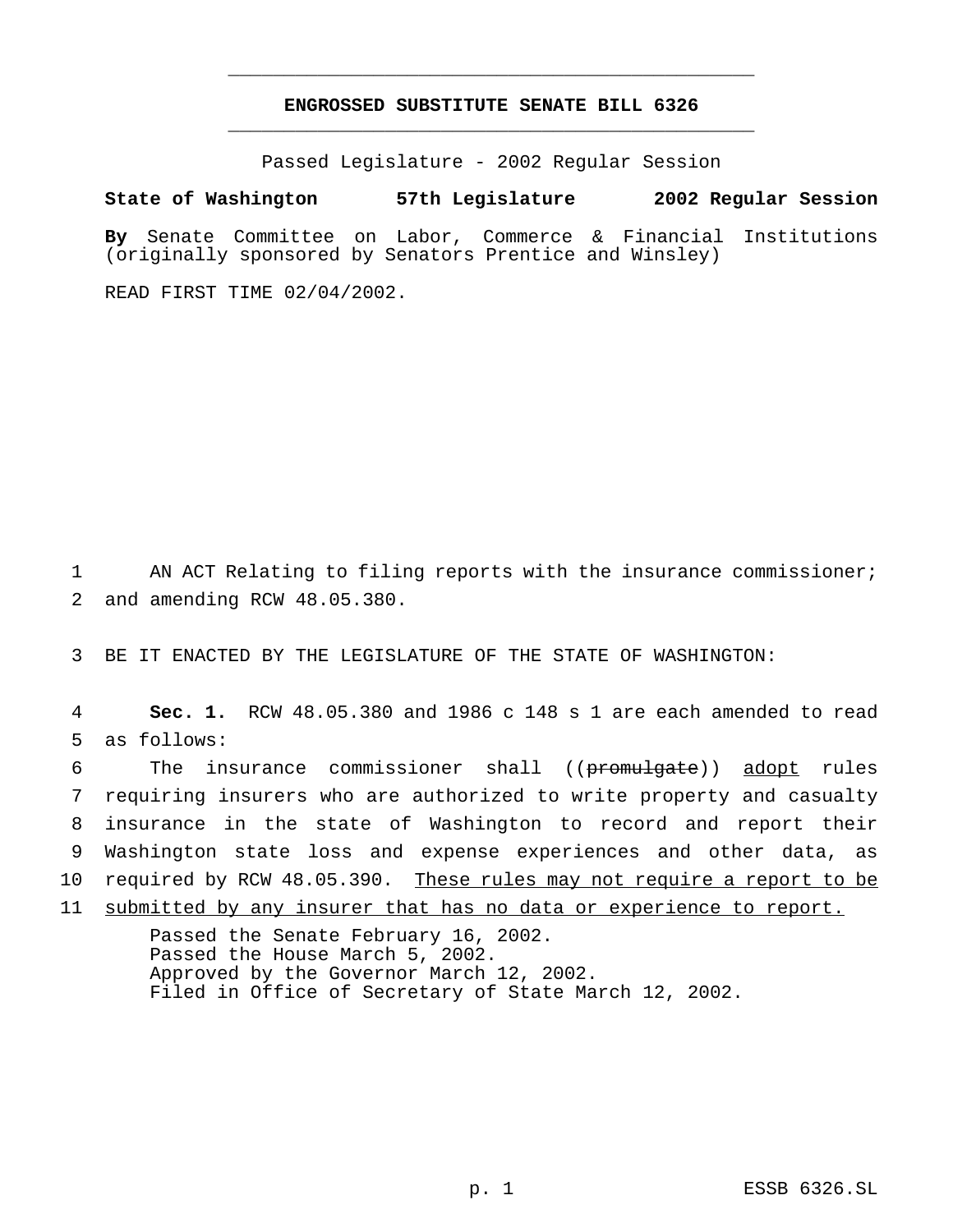# ENGROSSED SUBSTITUTE SENATE BILL 6326

Passed Legislature - 2002 Regular Session

**State of Washington 57th Legislature 2002 Regular Session**

**By** Senate Committee on Labor, Commerce & Financial Institutions (originally sponsored by Senators Prentice and Winsley)

READ FIRST TIME 02/04/2002.

AN ACT Relating to filing reports with the insurance commissioner; and amending RCW 48.05.380.

BE IT ENACTED BY THE LEGISLATURE OF THE STATE OF WASHINGTON:

**Sec. 1.** RCW 48.05.380 and 1986 c 148 s 1 are each amended to read as follows:

The insurance commissioner shall ((~~promulgate~~)) <u>adopt</u> rules requiring insurers who are authorized to write property and casualty insurance in the state of Washington to record and report their Washington state loss and expense experiences and other data, as required by RCW 48.05.390. <u>These rules may not require a report to be submitted by any insurer that has no data or experience to report.</u>

Passed the Senate February 16, 2002.
Passed the House March 5, 2002.
Approved by the Governor March 12, 2002.
Filed in Office of Secretary of State March 12, 2002.